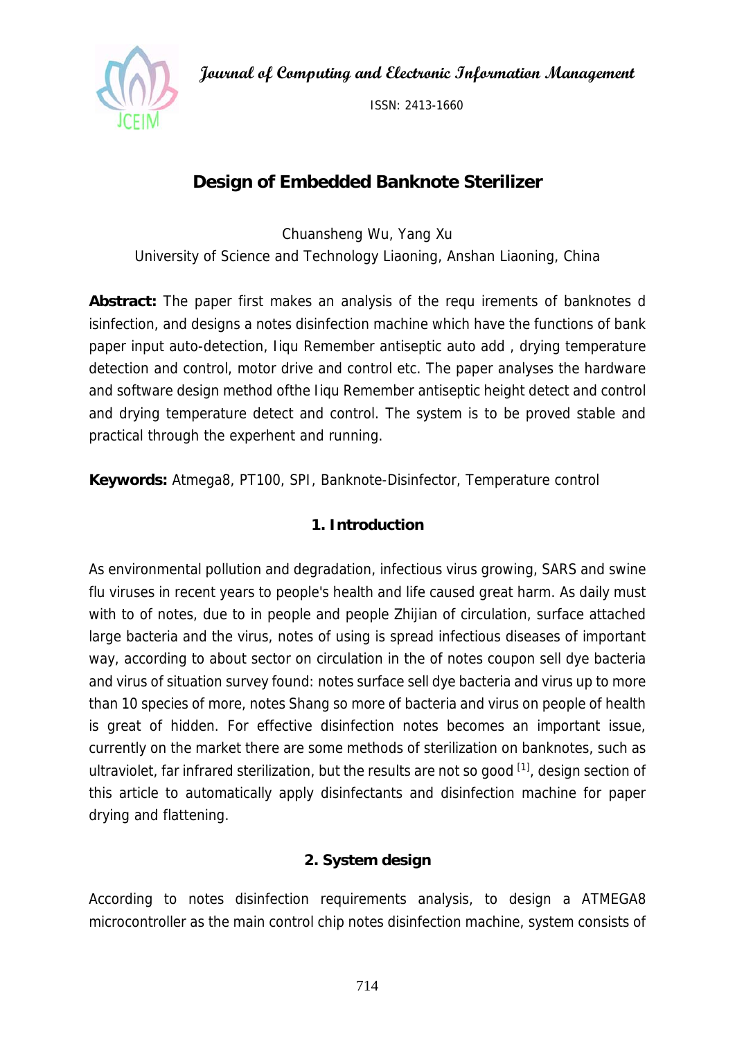# Design of Embedded Banknote Sterilizer

Chuansheng Wu, Yang Xu

University of Science and Technology Liaoning, Anshan Liaoning, China

**Abstract:** The paper first makes an analysis of the requ irements of banknotes d isinfection, and designs a notes disinfection machine which have the functions of bank paper input auto-detection, Iiqu Remember antiseptic auto add , drying temperature detection and control, motor drive and control etc. The paper analyses the hardware and software design method ofthe Iiqu Remember antiseptic height detect and control and drying temperature detect and control. The system is to be proved stable and practical through the experhent and running.

**Keywords:** Atmega8, PT100, SPI, Banknote-Disinfector, Temperature control

## 1. Introduction

As environmental pollution and degradation, infectious virus growing, SARS and swine flu viruses in recent years to people's health and life caused great harm. As daily must with to of notes, due to in people and people Zhijian of circulation, surface attached large bacteria and the virus, notes of using is spread infectious diseases of important way, according to about sector on circulation in the of notes coupon sell dye bacteria and virus of situation survey found: notes surface sell dye bacteria and virus up to more than 10 species of more, notes Shang so more of bacteria and virus on people of health is great of hidden. For effective disinfection notes becomes an important issue, currently on the market there are some methods of sterilization on banknotes, such as ultraviolet, far infrared sterilization, but the results are not so good [1], design section of this article to automatically apply disinfectants and disinfection machine for paper drying and flattening.

## 2. System design

According to notes disinfection requirements analysis, to design a ATMEGA8 microcontroller as the main control chip notes disinfection machine, system consists of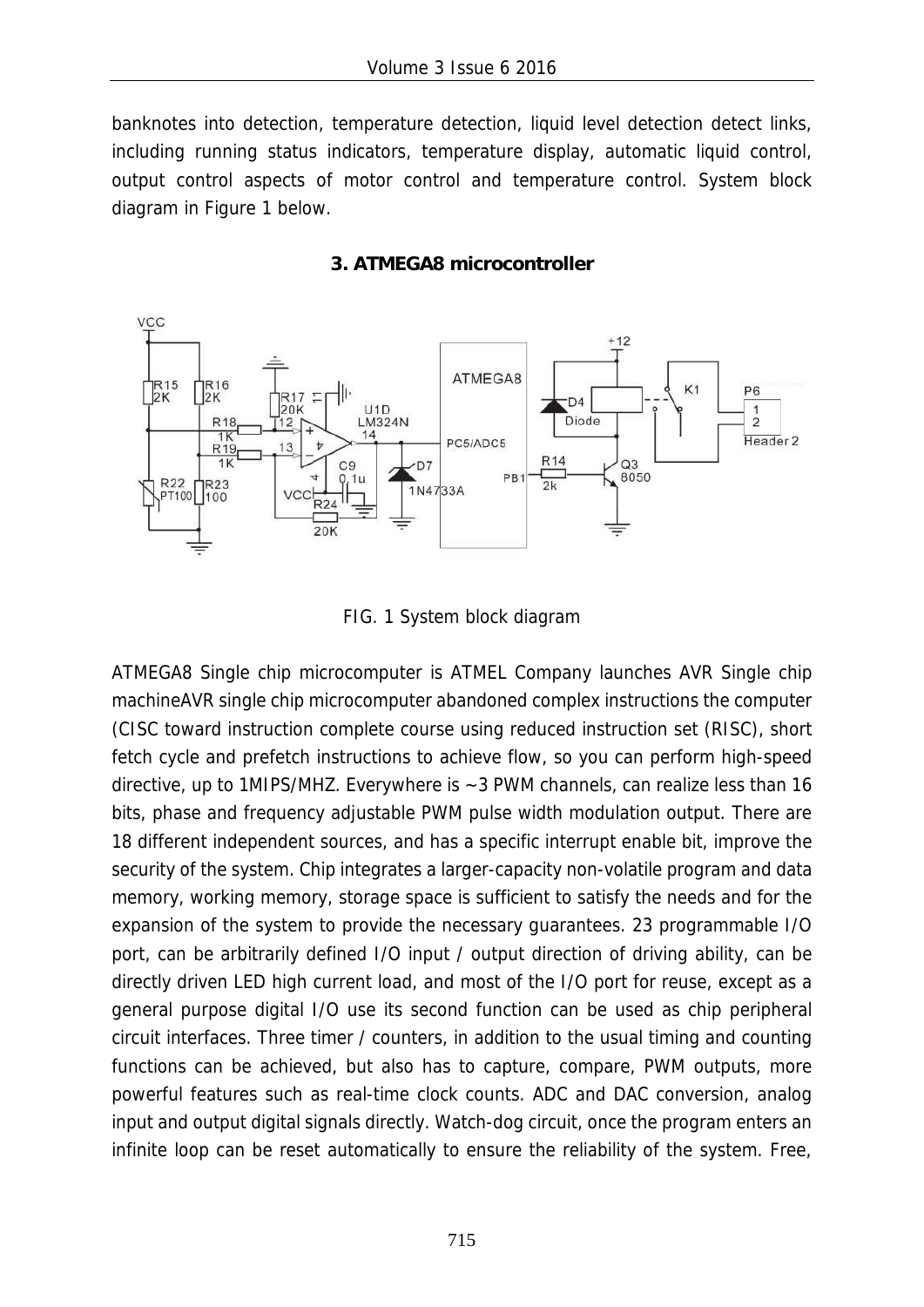banknotes into detection, temperature detection, liquid level detection detect links, including running status indicators, temperature display, automatic liquid control, output control aspects of motor control and temperature control. System block diagram in Figure 1 below.

## 3. ATMEGA8 microcontroller

FIG. 1 System block diagram

ATMEGA8 Single chip microcomputer is ATMEL Company launches AVR Single chip machineAVR single chip microcomputer abandoned complex instructions the computer (CISC toward instruction complete course using reduced instruction set (RISC), short fetch cycle and prefetch instructions to achieve flow, so you can perform high-speed directive, up to 1MIPS/MHZ. Everywhere is ~3 PWM channels, can realize less than 16 bits, phase and frequency adjustable PWM pulse width modulation output. There are 18 different independent sources, and has a specific interrupt enable bit, improve the security of the system. Chip integrates a larger-capacity non-volatile program and data memory, working memory, storage space is sufficient to satisfy the needs and for the expansion of the system to provide the necessary guarantees. 23 programmable I/O port, can be arbitrarily defined I/O input / output direction of driving ability, can be directly driven LED high current load, and most of the I/O port for reuse, except as a general purpose digital I/O use its second function can be used as chip peripheral circuit interfaces. Three timer / counters, in addition to the usual timing and counting functions can be achieved, but also has to capture, compare, PWM outputs, more powerful features such as real-time clock counts. ADC and DAC conversion, analog input and output digital signals directly. Watch-dog circuit, once the program enters an infinite loop can be reset automatically to ensure the reliability of the system. Free,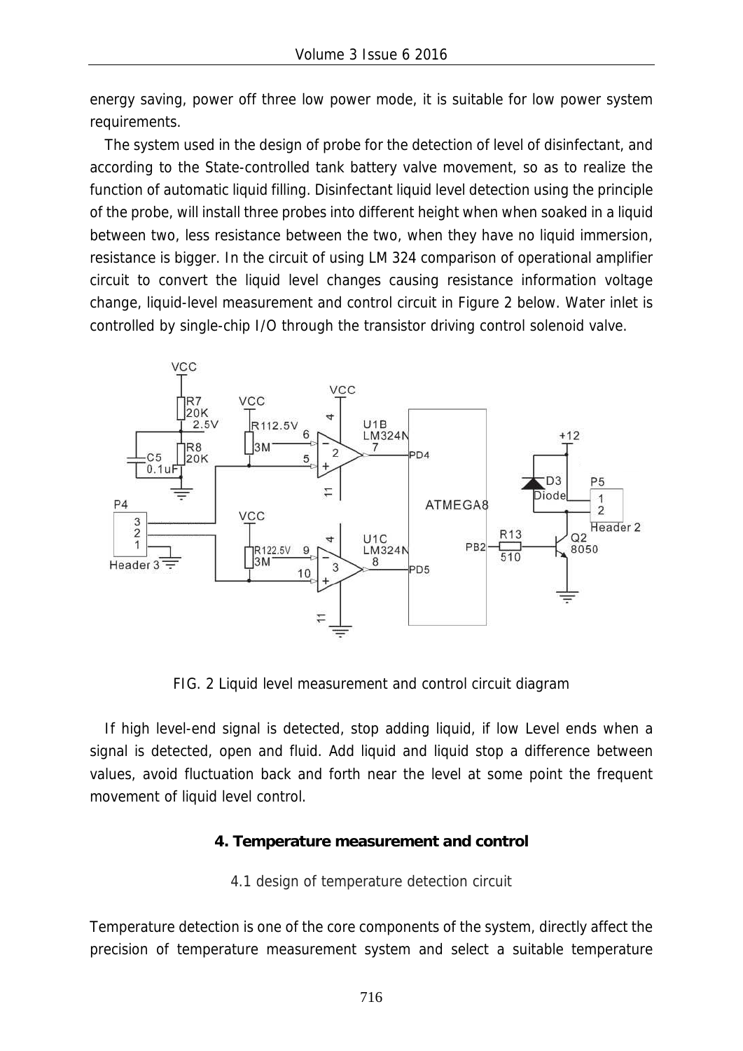energy saving, power off three low power mode, it is suitable for low power system requirements.

The system used in the design of probe for the detection of level of disinfectant, and according to the State-controlled tank battery valve movement, so as to realize the function of automatic liquid filling. Disinfectant liquid level detection using the principle of the probe, will install three probes into different height when when soaked in a liquid between two, less resistance between the two, when they have no liquid immersion, resistance is bigger. In the circuit of using LM 324 comparison of operational amplifier circuit to convert the liquid level changes causing resistance information voltage change, liquid-level measurement and control circuit in Figure 2 below. Water inlet is controlled by single-chip I/O through the transistor driving control solenoid valve.

FIG. 2 Liquid level measurement and control circuit diagram

If high level-end signal is detected, stop adding liquid, if low Level ends when a signal is detected, open and fluid. Add liquid and liquid stop a difference between values, avoid fluctuation back and forth near the level at some point the frequent movement of liquid level control.

## 4. Temperature measurement and control

### 4.1 design of temperature detection circuit

Temperature detection is one of the core components of the system, directly affect the precision of temperature measurement system and select a suitable temperature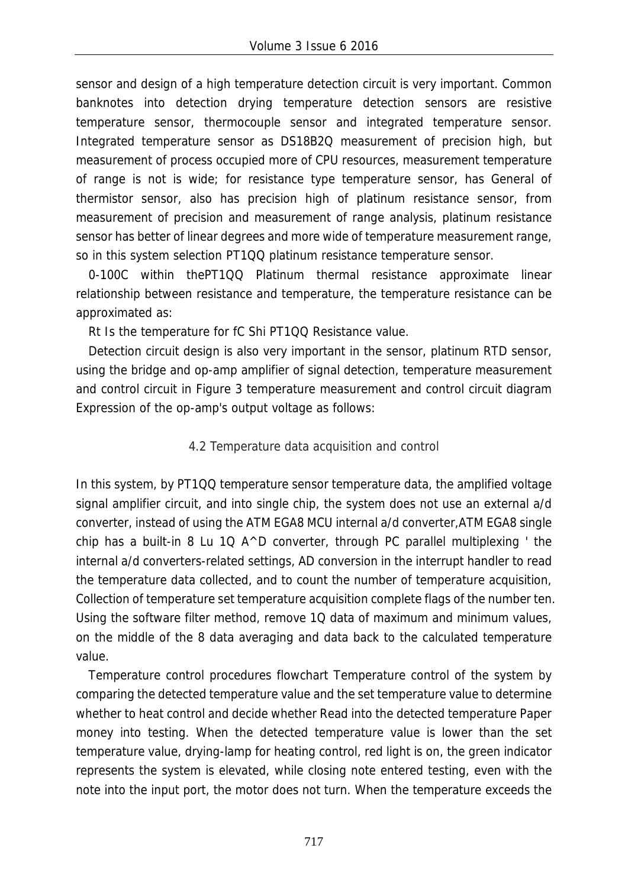sensor and design of a high temperature detection circuit is very important. Common banknotes into detection drying temperature detection sensors are resistive temperature sensor, thermocouple sensor and integrated temperature sensor. Integrated temperature sensor as DS18B2Q measurement of precision high, but measurement of process occupied more of CPU resources, measurement temperature of range is not is wide; for resistance type temperature sensor, has General of thermistor sensor, also has precision high of platinum resistance sensor, from measurement of precision and measurement of range analysis, platinum resistance sensor has better of linear degrees and more wide of temperature measurement range, so in this system selection PT1QQ platinum resistance temperature sensor.

0-100C within thePT1QQ Platinum thermal resistance approximate linear relationship between resistance and temperature, the temperature resistance can be approximated as:

Rt Is the temperature for fC Shi PT1QQ Resistance value.

Detection circuit design is also very important in the sensor, platinum RTD sensor, using the bridge and op-amp amplifier of signal detection, temperature measurement and control circuit in Figure 3 temperature measurement and control circuit diagram Expression of the op-amp's output voltage as follows:

## 4.2 Temperature data acquisition and control

In this system, by PT1QQ temperature sensor temperature data, the amplified voltage signal amplifier circuit, and into single chip, the system does not use an external a/d converter, instead of using the ATM EGA8 MCU internal a/d converter,ATM EGA8 single chip has a built-in 8 Lu 1Q A^D converter, through PC parallel multiplexing ' the internal a/d converters-related settings, AD conversion in the interrupt handler to read the temperature data collected, and to count the number of temperature acquisition, Collection of temperature set temperature acquisition complete flags of the number ten. Using the software filter method, remove 1Q data of maximum and minimum values, on the middle of the 8 data averaging and data back to the calculated temperature value.

Temperature control procedures flowchart Temperature control of the system by comparing the detected temperature value and the set temperature value to determine whether to heat control and decide whether Read into the detected temperature Paper money into testing. When the detected temperature value is lower than the set temperature value, drying-lamp for heating control, red light is on, the green indicator represents the system is elevated, while closing note entered testing, even with the note into the input port, the motor does not turn. When the temperature exceeds the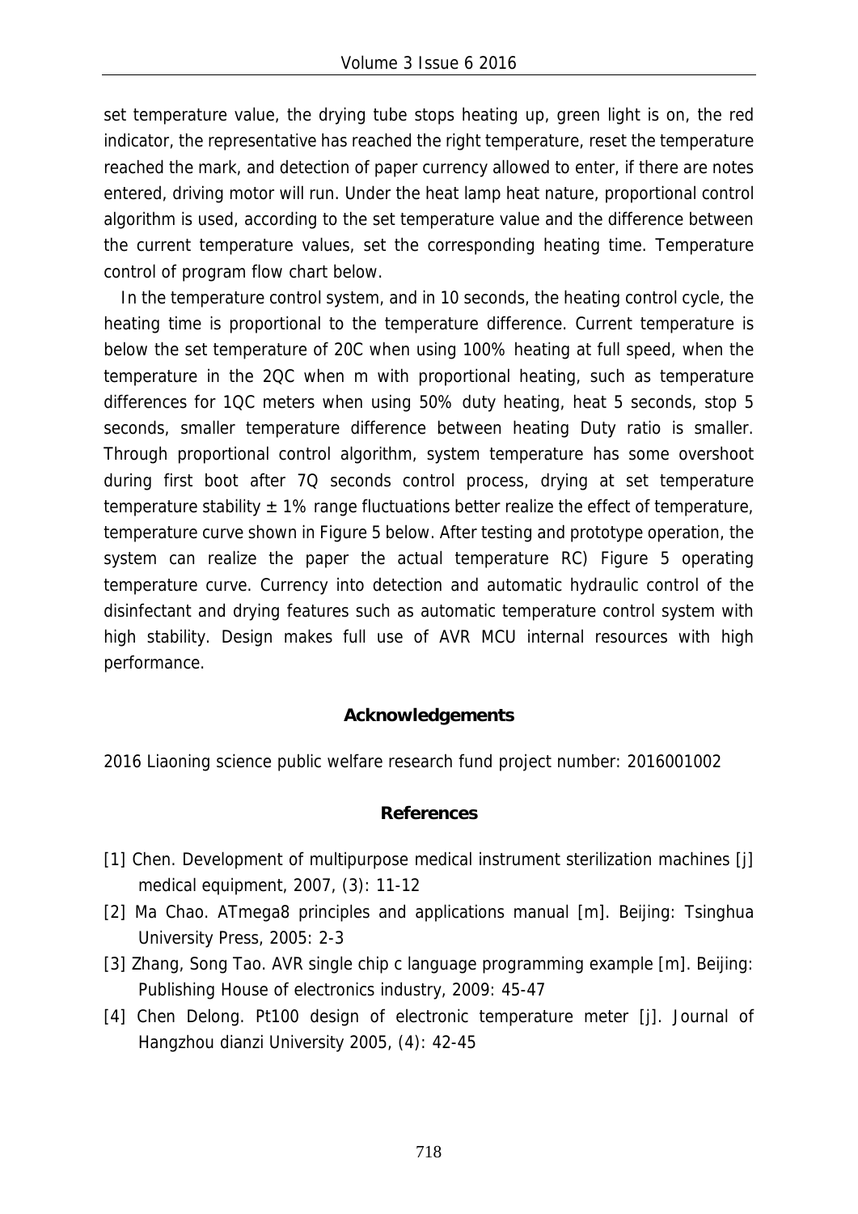set temperature value, the drying tube stops heating up, green light is on, the red indicator, the representative has reached the right temperature, reset the temperature reached the mark, and detection of paper currency allowed to enter, if there are notes entered, driving motor will run. Under the heat lamp heat nature, proportional control algorithm is used, according to the set temperature value and the difference between the current temperature values, set the corresponding heating time. Temperature control of program flow chart below.

In the temperature control system, and in 10 seconds, the heating control cycle, the heating time is proportional to the temperature difference. Current temperature is below the set temperature of 20C when using 100% heating at full speed, when the temperature in the 2QC when m with proportional heating, such as temperature differences for 1QC meters when using 50% duty heating, heat 5 seconds, stop 5 seconds, smaller temperature difference between heating Duty ratio is smaller. Through proportional control algorithm, system temperature has some overshoot during first boot after 7Q seconds control process, drying at set temperature temperature stability ± 1% range fluctuations better realize the effect of temperature, temperature curve shown in Figure 5 below. After testing and prototype operation, the system can realize the paper the actual temperature RC) Figure 5 operating temperature curve. Currency into detection and automatic hydraulic control of the disinfectant and drying features such as automatic temperature control system with high stability. Design makes full use of AVR MCU internal resources with high performance.

## Acknowledgements

2016 Liaoning science public welfare research fund project number: 2016001002

## References

[1] Chen. Development of multipurpose medical instrument sterilization machines [j] medical equipment, 2007, (3): 11-12

[2] Ma Chao. ATmega8 principles and applications manual [m]. Beijing: Tsinghua University Press, 2005: 2-3

[3] Zhang, Song Tao. AVR single chip c language programming example [m]. Beijing: Publishing House of electronics industry, 2009: 45-47

[4] Chen Delong. Pt100 design of electronic temperature meter [j]. Journal of Hangzhou dianzi University 2005, (4): 42-45